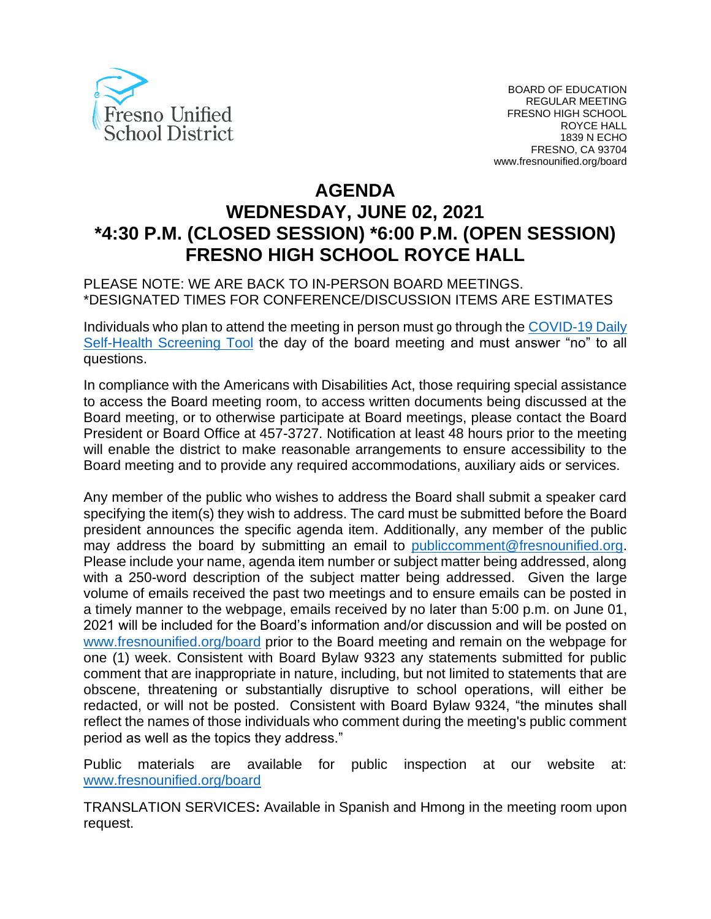Fresno Unified School District

BOARD OF EDUCATION
REGULAR MEETING
FRESNO HIGH SCHOOL
ROYCE HALL
1839 N ECHO
FRESNO, CA 93704
www.fresnounified.org/board

# AGENDA
# WEDNESDAY, JUNE 02, 2021
# *4:30 P.M. (CLOSED SESSION) *6:00 P.M. (OPEN SESSION)
# FRESNO HIGH SCHOOL ROYCE HALL

PLEASE NOTE: WE ARE BACK TO IN-PERSON BOARD MEETINGS.
*DESIGNATED TIMES FOR CONFERENCE/DISCUSSION ITEMS ARE ESTIMATES

Individuals who plan to attend the meeting in person must go through the COVID-19 Daily Self-Health Screening Tool the day of the board meeting and must answer "no" to all questions.

In compliance with the Americans with Disabilities Act, those requiring special assistance to access the Board meeting room, to access written documents being discussed at the Board meeting, or to otherwise participate at Board meetings, please contact the Board President or Board Office at 457-3727. Notification at least 48 hours prior to the meeting will enable the district to make reasonable arrangements to ensure accessibility to the Board meeting and to provide any required accommodations, auxiliary aids or services.

Any member of the public who wishes to address the Board shall submit a speaker card specifying the item(s) they wish to address. The card must be submitted before the Board president announces the specific agenda item. Additionally, any member of the public may address the board by submitting an email to publiccomment@fresnounified.org. Please include your name, agenda item number or subject matter being addressed, along with a 250-word description of the subject matter being addressed. Given the large volume of emails received the past two meetings and to ensure emails can be posted in a timely manner to the webpage, emails received by no later than 5:00 p.m. on June 01, 2021 will be included for the Board's information and/or discussion and will be posted on www.fresnounified.org/board prior to the Board meeting and remain on the webpage for one (1) week. Consistent with Board Bylaw 9323 any statements submitted for public comment that are inappropriate in nature, including, but not limited to statements that are obscene, threatening or substantially disruptive to school operations, will either be redacted, or will not be posted. Consistent with Board Bylaw 9324, "the minutes shall reflect the names of those individuals who comment during the meeting's public comment period as well as the topics they address."

Public materials are available for public inspection at our website at: www.fresnounified.org/board

TRANSLATION SERVICES**:** Available in Spanish and Hmong in the meeting room upon request.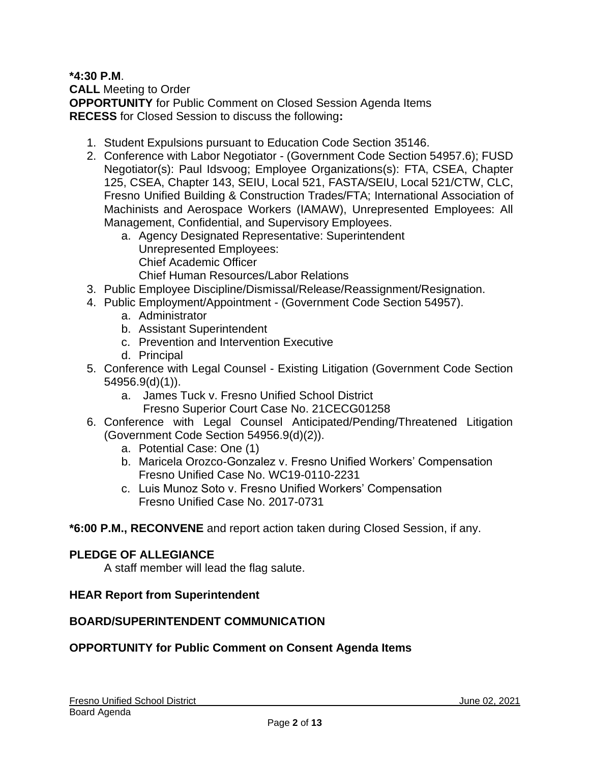**\*4:30 P.M**.

**CALL** Meeting to Order

**OPPORTUNITY** for Public Comment on Closed Session Agenda Items

**RECESS** for Closed Session to discuss the following**:**

1. Student Expulsions pursuant to Education Code Section 35146.
2. Conference with Labor Negotiator - (Government Code Section 54957.6); FUSD Negotiator(s): Paul Idsvoog; Employee Organizations(s): FTA, CSEA, Chapter 125, CSEA, Chapter 143, SEIU, Local 521, FASTA/SEIU, Local 521/CTW, CLC, Fresno Unified Building & Construction Trades/FTA; International Association of Machinists and Aerospace Workers (IAMAW), Unrepresented Employees: All Management, Confidential, and Supervisory Employees.
    a. Agency Designated Representative: Superintendent
       Unrepresented Employees:
       Chief Academic Officer
       Chief Human Resources/Labor Relations
3. Public Employee Discipline/Dismissal/Release/Reassignment/Resignation.
4. Public Employment/Appointment - (Government Code Section 54957).
    a. Administrator
    b. Assistant Superintendent
    c. Prevention and Intervention Executive
    d. Principal
5. Conference with Legal Counsel - Existing Litigation (Government Code Section 54956.9(d)(1)).
    a. James Tuck v. Fresno Unified School District
       Fresno Superior Court Case No. 21CECG01258
6. Conference with Legal Counsel Anticipated/Pending/Threatened Litigation (Government Code Section 54956.9(d)(2)).
    a. Potential Case: One (1)
    b. Maricela Orozco-Gonzalez v. Fresno Unified Workers' Compensation
       Fresno Unified Case No. WC19-0110-2231
    c. Luis Munoz Soto v. Fresno Unified Workers' Compensation
       Fresno Unified Case No. 2017-0731

**\*6:00 P.M., RECONVENE** and report action taken during Closed Session, if any.

**PLEDGE OF ALLEGIANCE**

A staff member will lead the flag salute.

**HEAR Report from Superintendent**

**BOARD/SUPERINTENDENT COMMUNICATION**

**OPPORTUNITY for Public Comment on Consent Agenda Items**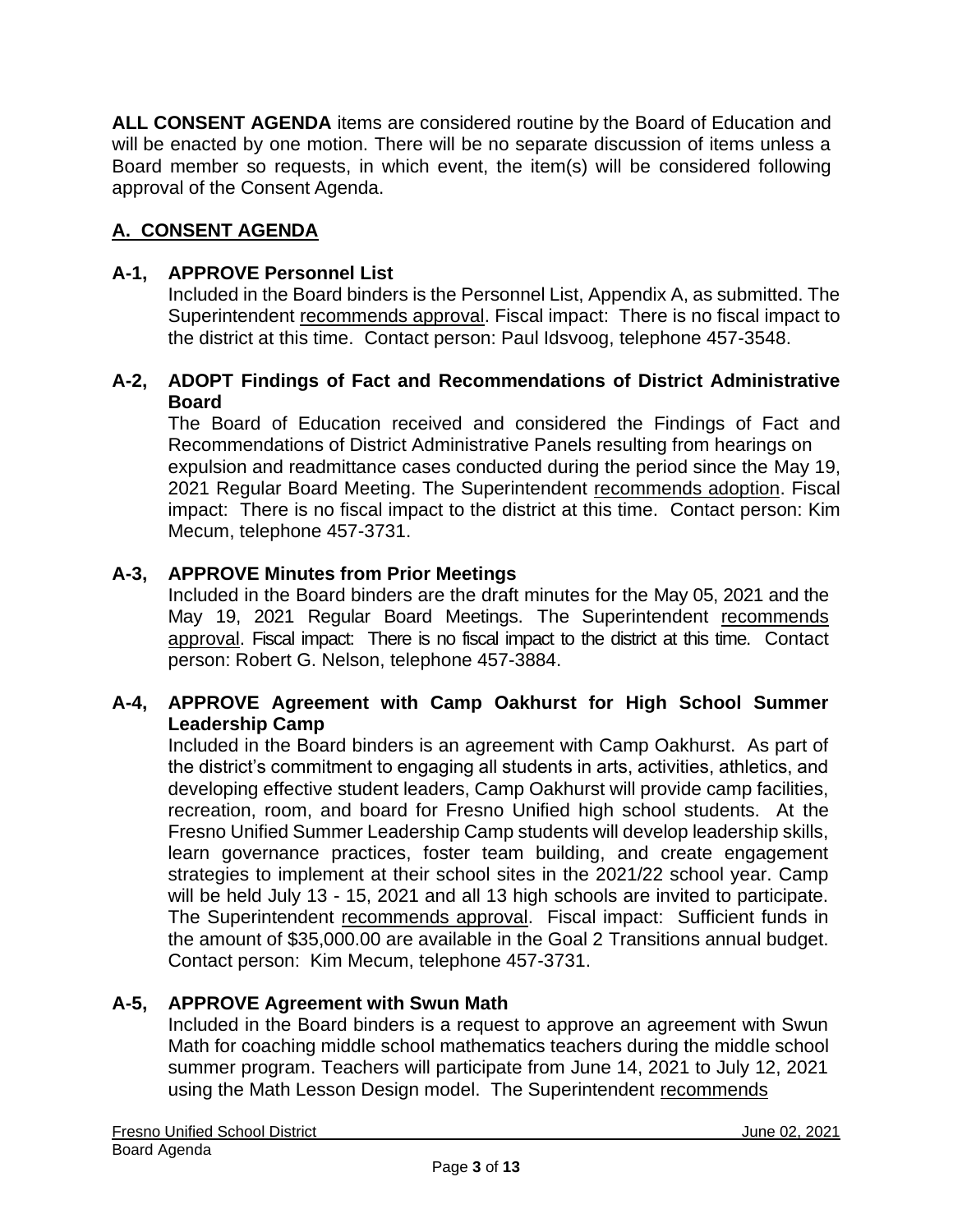**ALL CONSENT AGENDA** items are considered routine by the Board of Education and will be enacted by one motion. There will be no separate discussion of items unless a Board member so requests, in which event, the item(s) will be considered following approval of the Consent Agenda.

## A. CONSENT AGENDA

### A-1, APPROVE Personnel List

Included in the Board binders is the Personnel List, Appendix A, as submitted. The Superintendent recommends approval. Fiscal impact: There is no fiscal impact to the district at this time. Contact person: Paul Idsvoog, telephone 457-3548.

### A-2, ADOPT Findings of Fact and Recommendations of District Administrative Board

The Board of Education received and considered the Findings of Fact and Recommendations of District Administrative Panels resulting from hearings on expulsion and readmittance cases conducted during the period since the May 19, 2021 Regular Board Meeting. The Superintendent recommends adoption. Fiscal impact: There is no fiscal impact to the district at this time. Contact person: Kim Mecum, telephone 457-3731.

### A-3, APPROVE Minutes from Prior Meetings

Included in the Board binders are the draft minutes for the May 05, 2021 and the May 19, 2021 Regular Board Meetings. The Superintendent recommends approval. Fiscal impact: There is no fiscal impact to the district at this time. Contact person: Robert G. Nelson, telephone 457-3884.

### A-4, APPROVE Agreement with Camp Oakhurst for High School Summer Leadership Camp

Included in the Board binders is an agreement with Camp Oakhurst. As part of the district's commitment to engaging all students in arts, activities, athletics, and developing effective student leaders, Camp Oakhurst will provide camp facilities, recreation, room, and board for Fresno Unified high school students. At the Fresno Unified Summer Leadership Camp students will develop leadership skills, learn governance practices, foster team building, and create engagement strategies to implement at their school sites in the 2021/22 school year. Camp will be held July 13 - 15, 2021 and all 13 high schools are invited to participate. The Superintendent recommends approval. Fiscal impact: Sufficient funds in the amount of $35,000.00 are available in the Goal 2 Transitions annual budget. Contact person: Kim Mecum, telephone 457-3731.

### A-5, APPROVE Agreement with Swun Math

Included in the Board binders is a request to approve an agreement with Swun Math for coaching middle school mathematics teachers during the middle school summer program. Teachers will participate from June 14, 2021 to July 12, 2021 using the Math Lesson Design model. The Superintendent recommends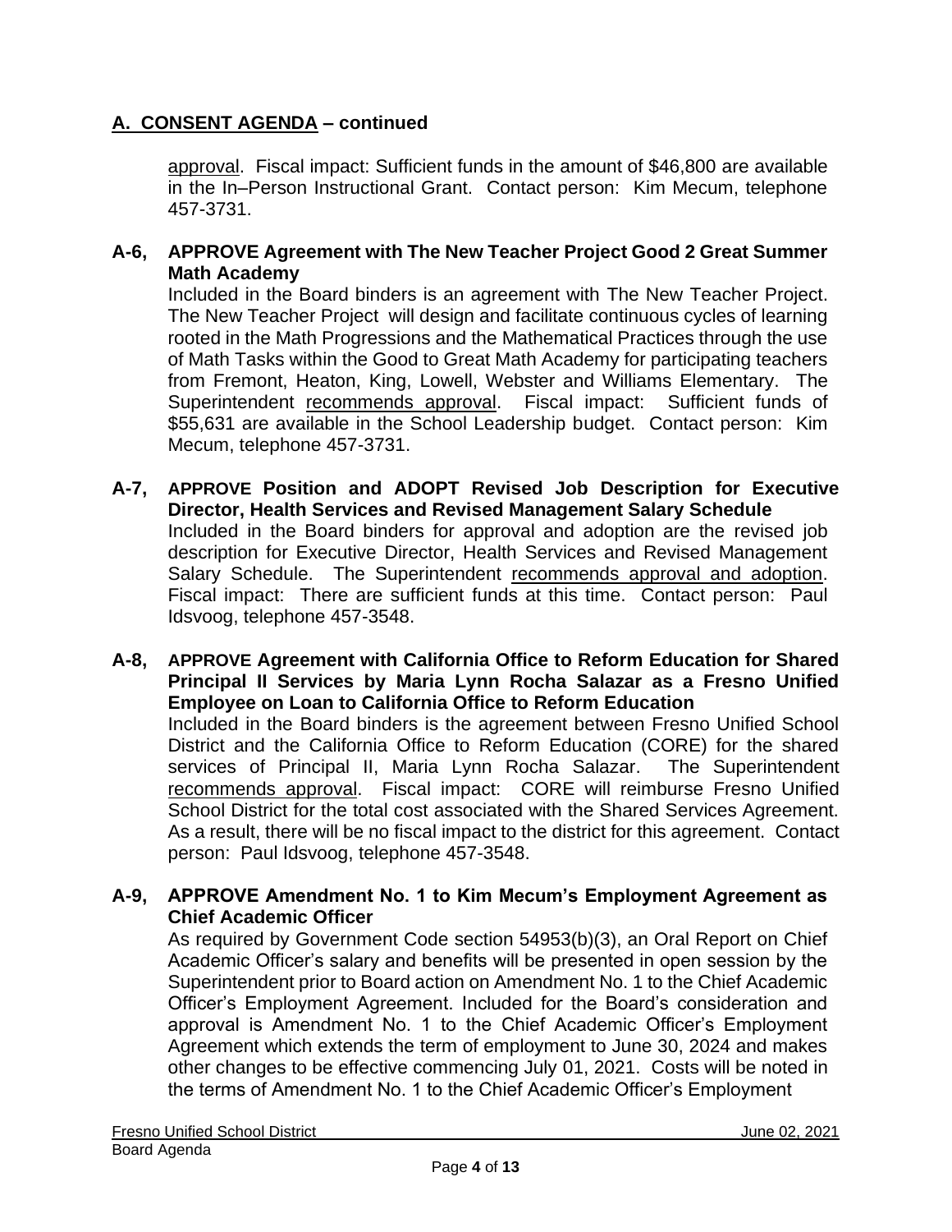## A. CONSENT AGENDA – continued

approval. Fiscal impact: Sufficient funds in the amount of $46,800 are available in the In–Person Instructional Grant. Contact person: Kim Mecum, telephone 457-3731.

**A-6, APPROVE Agreement with The New Teacher Project Good 2 Great Summer Math Academy**

Included in the Board binders is an agreement with The New Teacher Project. The New Teacher Project will design and facilitate continuous cycles of learning rooted in the Math Progressions and the Mathematical Practices through the use of Math Tasks within the Good to Great Math Academy for participating teachers from Fremont, Heaton, King, Lowell, Webster and Williams Elementary. The Superintendent recommends approval. Fiscal impact: Sufficient funds of $55,631 are available in the School Leadership budget. Contact person: Kim Mecum, telephone 457-3731.

**A-7, APPROVE Position and ADOPT Revised Job Description for Executive Director, Health Services and Revised Management Salary Schedule**

Included in the Board binders for approval and adoption are the revised job description for Executive Director, Health Services and Revised Management Salary Schedule. The Superintendent recommends approval and adoption. Fiscal impact: There are sufficient funds at this time. Contact person: Paul Idsvoog, telephone 457-3548.

**A-8, APPROVE Agreement with California Office to Reform Education for Shared Principal II Services by Maria Lynn Rocha Salazar as a Fresno Unified Employee on Loan to California Office to Reform Education**

Included in the Board binders is the agreement between Fresno Unified School District and the California Office to Reform Education (CORE) for the shared services of Principal II, Maria Lynn Rocha Salazar. The Superintendent recommends approval. Fiscal impact: CORE will reimburse Fresno Unified School District for the total cost associated with the Shared Services Agreement. As a result, there will be no fiscal impact to the district for this agreement. Contact person: Paul Idsvoog, telephone 457-3548.

**A-9, APPROVE Amendment No. 1 to Kim Mecum's Employment Agreement as Chief Academic Officer**

As required by Government Code section 54953(b)(3), an Oral Report on Chief Academic Officer's salary and benefits will be presented in open session by the Superintendent prior to Board action on Amendment No. 1 to the Chief Academic Officer's Employment Agreement. Included for the Board's consideration and approval is Amendment No. 1 to the Chief Academic Officer's Employment Agreement which extends the term of employment to June 30, 2024 and makes other changes to be effective commencing July 01, 2021. Costs will be noted in the terms of Amendment No. 1 to the Chief Academic Officer's Employment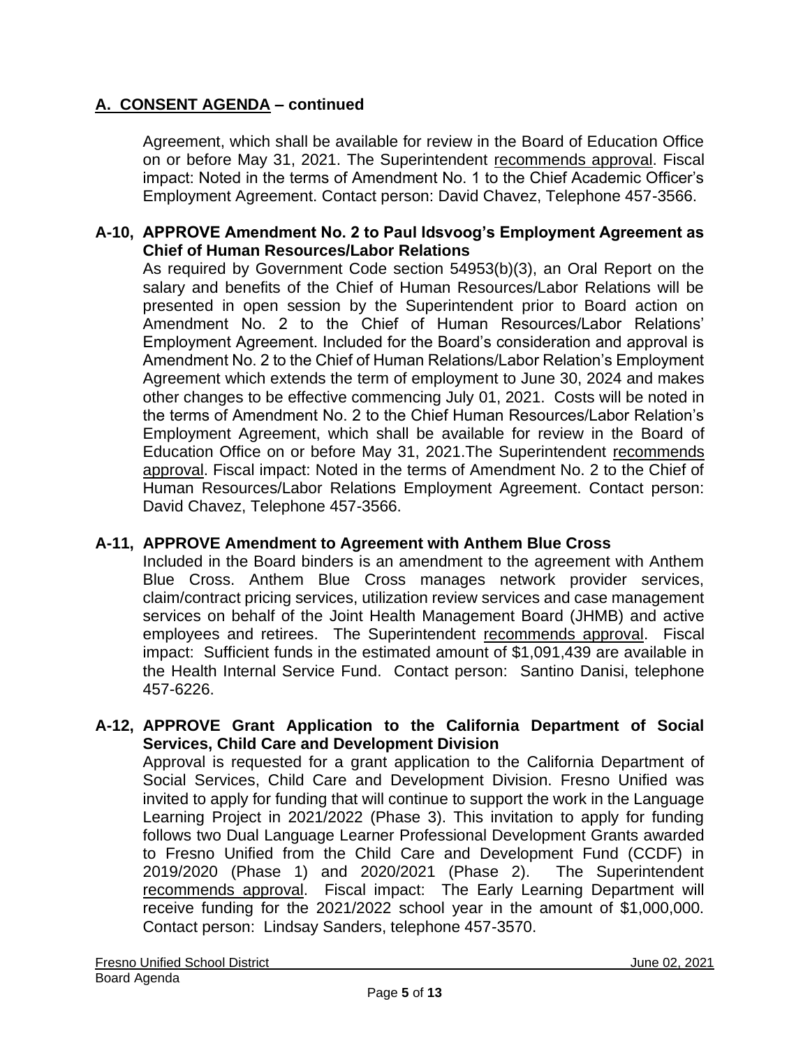## A. CONSENT AGENDA – continued

Agreement, which shall be available for review in the Board of Education Office on or before May 31, 2021. The Superintendent recommends approval. Fiscal impact: Noted in the terms of Amendment No. 1 to the Chief Academic Officer's Employment Agreement. Contact person: David Chavez, Telephone 457-3566.

**A-10, APPROVE Amendment No. 2 to Paul Idsvoog's Employment Agreement as Chief of Human Resources/Labor Relations**

As required by Government Code section 54953(b)(3), an Oral Report on the salary and benefits of the Chief of Human Resources/Labor Relations will be presented in open session by the Superintendent prior to Board action on Amendment No. 2 to the Chief of Human Resources/Labor Relations' Employment Agreement. Included for the Board's consideration and approval is Amendment No. 2 to the Chief of Human Relations/Labor Relation's Employment Agreement which extends the term of employment to June 30, 2024 and makes other changes to be effective commencing July 01, 2021. Costs will be noted in the terms of Amendment No. 2 to the Chief Human Resources/Labor Relation's Employment Agreement, which shall be available for review in the Board of Education Office on or before May 31, 2021.The Superintendent recommends approval. Fiscal impact: Noted in the terms of Amendment No. 2 to the Chief of Human Resources/Labor Relations Employment Agreement. Contact person: David Chavez, Telephone 457-3566.

**A-11, APPROVE Amendment to Agreement with Anthem Blue Cross**

Included in the Board binders is an amendment to the agreement with Anthem Blue Cross. Anthem Blue Cross manages network provider services, claim/contract pricing services, utilization review services and case management services on behalf of the Joint Health Management Board (JHMB) and active employees and retirees. The Superintendent recommends approval. Fiscal impact: Sufficient funds in the estimated amount of $1,091,439 are available in the Health Internal Service Fund. Contact person: Santino Danisi, telephone 457-6226.

**A-12, APPROVE Grant Application to the California Department of Social Services, Child Care and Development Division**

Approval is requested for a grant application to the California Department of Social Services, Child Care and Development Division. Fresno Unified was invited to apply for funding that will continue to support the work in the Language Learning Project in 2021/2022 (Phase 3). This invitation to apply for funding follows two Dual Language Learner Professional Development Grants awarded to Fresno Unified from the Child Care and Development Fund (CCDF) in 2019/2020 (Phase 1) and 2020/2021 (Phase 2). The Superintendent recommends approval. Fiscal impact: The Early Learning Department will receive funding for the 2021/2022 school year in the amount of $1,000,000. Contact person: Lindsay Sanders, telephone 457-3570.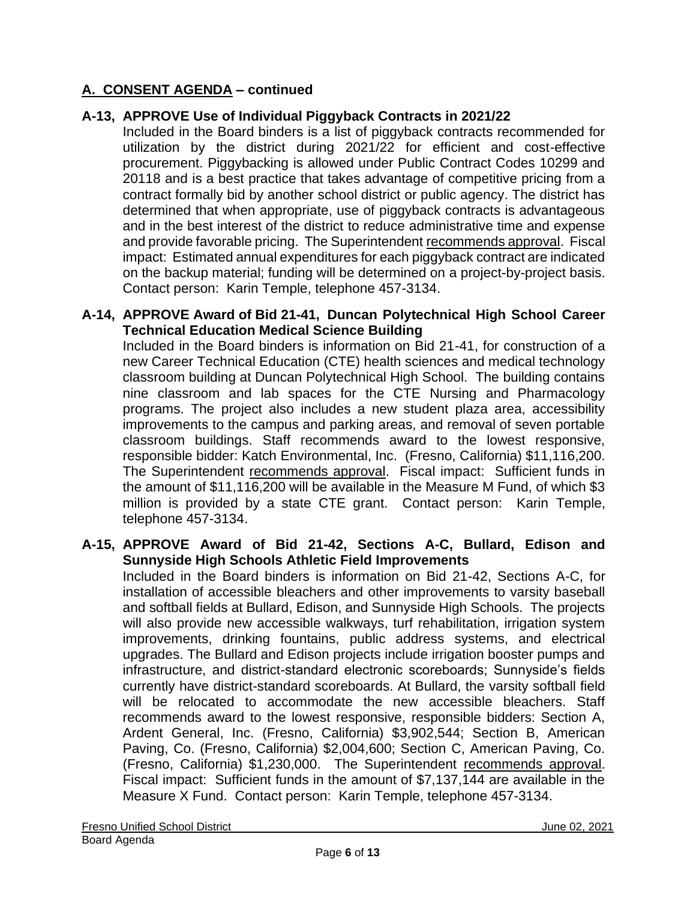## A. CONSENT AGENDA – continued

### A-13, APPROVE Use of Individual Piggyback Contracts in 2021/22

Included in the Board binders is a list of piggyback contracts recommended for utilization by the district during 2021/22 for efficient and cost-effective procurement. Piggybacking is allowed under Public Contract Codes 10299 and 20118 and is a best practice that takes advantage of competitive pricing from a contract formally bid by another school district or public agency. The district has determined that when appropriate, use of piggyback contracts is advantageous and in the best interest of the district to reduce administrative time and expense and provide favorable pricing. The Superintendent recommends approval. Fiscal impact: Estimated annual expenditures for each piggyback contract are indicated on the backup material; funding will be determined on a project-by-project basis. Contact person: Karin Temple, telephone 457-3134.

### A-14, APPROVE Award of Bid 21-41, Duncan Polytechnical High School Career Technical Education Medical Science Building

Included in the Board binders is information on Bid 21-41, for construction of a new Career Technical Education (CTE) health sciences and medical technology classroom building at Duncan Polytechnical High School. The building contains nine classroom and lab spaces for the CTE Nursing and Pharmacology programs. The project also includes a new student plaza area, accessibility improvements to the campus and parking areas, and removal of seven portable classroom buildings. Staff recommends award to the lowest responsive, responsible bidder: Katch Environmental, Inc. (Fresno, California) $11,116,200. The Superintendent recommends approval. Fiscal impact: Sufficient funds in the amount of $11,116,200 will be available in the Measure M Fund, of which $3 million is provided by a state CTE grant. Contact person: Karin Temple, telephone 457-3134.

### A-15, APPROVE Award of Bid 21-42, Sections A-C, Bullard, Edison and Sunnyside High Schools Athletic Field Improvements

Included in the Board binders is information on Bid 21-42, Sections A-C, for installation of accessible bleachers and other improvements to varsity baseball and softball fields at Bullard, Edison, and Sunnyside High Schools. The projects will also provide new accessible walkways, turf rehabilitation, irrigation system improvements, drinking fountains, public address systems, and electrical upgrades. The Bullard and Edison projects include irrigation booster pumps and infrastructure, and district-standard electronic scoreboards; Sunnyside's fields currently have district-standard scoreboards. At Bullard, the varsity softball field will be relocated to accommodate the new accessible bleachers. Staff recommends award to the lowest responsive, responsible bidders: Section A, Ardent General, Inc. (Fresno, California) $3,902,544; Section B, American Paving, Co. (Fresno, California) $2,004,600; Section C, American Paving, Co. (Fresno, California) $1,230,000. The Superintendent recommends approval. Fiscal impact: Sufficient funds in the amount of $7,137,144 are available in the Measure X Fund. Contact person: Karin Temple, telephone 457-3134.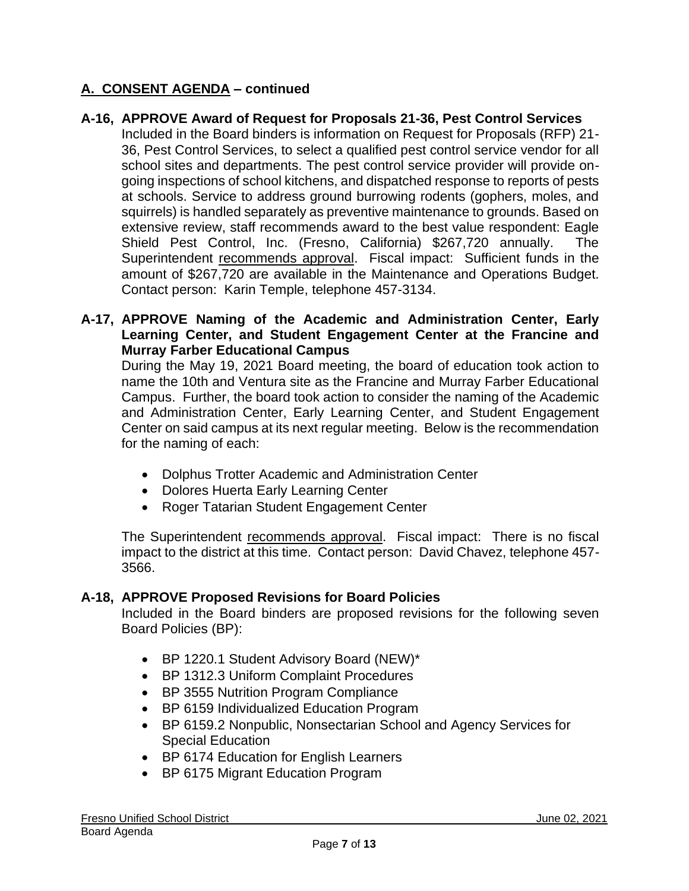## A. CONSENT AGENDA – continued

**A-16, APPROVE Award of Request for Proposals 21-36, Pest Control Services**

Included in the Board binders is information on Request for Proposals (RFP) 21-36, Pest Control Services, to select a qualified pest control service vendor for all school sites and departments. The pest control service provider will provide on-going inspections of school kitchens, and dispatched response to reports of pests at schools. Service to address ground burrowing rodents (gophers, moles, and squirrels) is handled separately as preventive maintenance to grounds. Based on extensive review, staff recommends award to the best value respondent: Eagle Shield Pest Control, Inc. (Fresno, California) $267,720 annually. The Superintendent recommends approval. Fiscal impact: Sufficient funds in the amount of $267,720 are available in the Maintenance and Operations Budget. Contact person: Karin Temple, telephone 457-3134.

**A-17, APPROVE Naming of the Academic and Administration Center, Early Learning Center, and Student Engagement Center at the Francine and Murray Farber Educational Campus**

During the May 19, 2021 Board meeting, the board of education took action to name the 10th and Ventura site as the Francine and Murray Farber Educational Campus. Further, the board took action to consider the naming of the Academic and Administration Center, Early Learning Center, and Student Engagement Center on said campus at its next regular meeting. Below is the recommendation for the naming of each:

- Dolphus Trotter Academic and Administration Center
- Dolores Huerta Early Learning Center
- Roger Tatarian Student Engagement Center

The Superintendent recommends approval. Fiscal impact: There is no fiscal impact to the district at this time. Contact person: David Chavez, telephone 457-3566.

**A-18, APPROVE Proposed Revisions for Board Policies**

Included in the Board binders are proposed revisions for the following seven Board Policies (BP):

- BP 1220.1 Student Advisory Board (NEW)*
- BP 1312.3 Uniform Complaint Procedures
- BP 3555 Nutrition Program Compliance
- BP 6159 Individualized Education Program
- BP 6159.2 Nonpublic, Nonsectarian School and Agency Services for Special Education
- BP 6174 Education for English Learners
- BP 6175 Migrant Education Program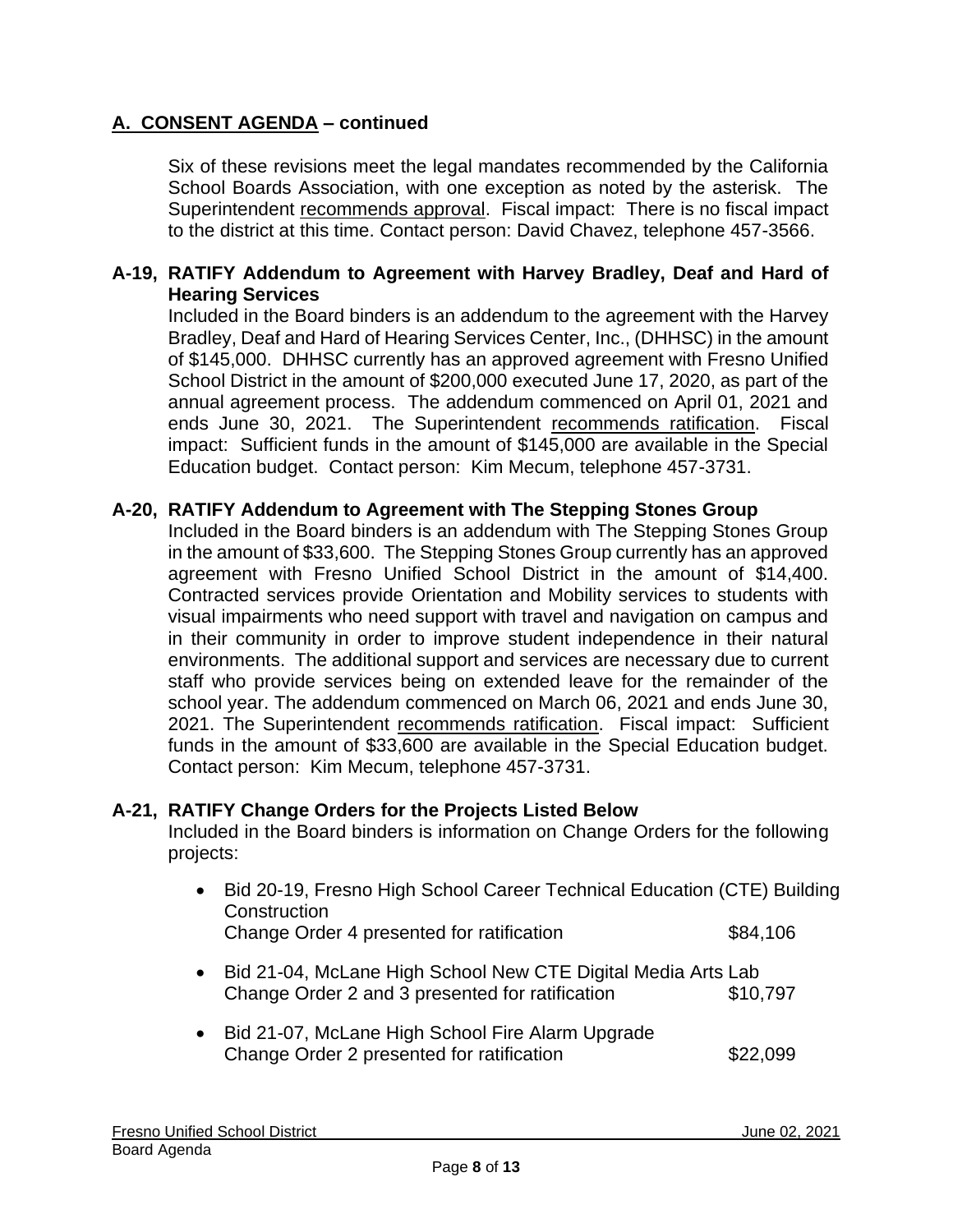## A. CONSENT AGENDA – continued

Six of these revisions meet the legal mandates recommended by the California School Boards Association, with one exception as noted by the asterisk. The Superintendent recommends approval. Fiscal impact: There is no fiscal impact to the district at this time. Contact person: David Chavez, telephone 457-3566.

### A-19, RATIFY Addendum to Agreement with Harvey Bradley, Deaf and Hard of Hearing Services

Included in the Board binders is an addendum to the agreement with the Harvey Bradley, Deaf and Hard of Hearing Services Center, Inc., (DHHSC) in the amount of $145,000. DHHSC currently has an approved agreement with Fresno Unified School District in the amount of $200,000 executed June 17, 2020, as part of the annual agreement process. The addendum commenced on April 01, 2021 and ends June 30, 2021. The Superintendent recommends ratification. Fiscal impact: Sufficient funds in the amount of $145,000 are available in the Special Education budget. Contact person: Kim Mecum, telephone 457-3731.

### A-20, RATIFY Addendum to Agreement with The Stepping Stones Group

Included in the Board binders is an addendum with The Stepping Stones Group in the amount of $33,600. The Stepping Stones Group currently has an approved agreement with Fresno Unified School District in the amount of $14,400. Contracted services provide Orientation and Mobility services to students with visual impairments who need support with travel and navigation on campus and in their community in order to improve student independence in their natural environments. The additional support and services are necessary due to current staff who provide services being on extended leave for the remainder of the school year. The addendum commenced on March 06, 2021 and ends June 30, 2021. The Superintendent recommends ratification. Fiscal impact: Sufficient funds in the amount of $33,600 are available in the Special Education budget. Contact person: Kim Mecum, telephone 457-3731.

### A-21, RATIFY Change Orders for the Projects Listed Below

Included in the Board binders is information on Change Orders for the following projects:

- Bid 20-19, Fresno High School Career Technical Education (CTE) Building Construction
  Change Order 4 presented for ratification $84,106
- Bid 21-04, McLane High School New CTE Digital Media Arts Lab
  Change Order 2 and 3 presented for ratification $10,797
- Bid 21-07, McLane High School Fire Alarm Upgrade
  Change Order 2 presented for ratification $22,099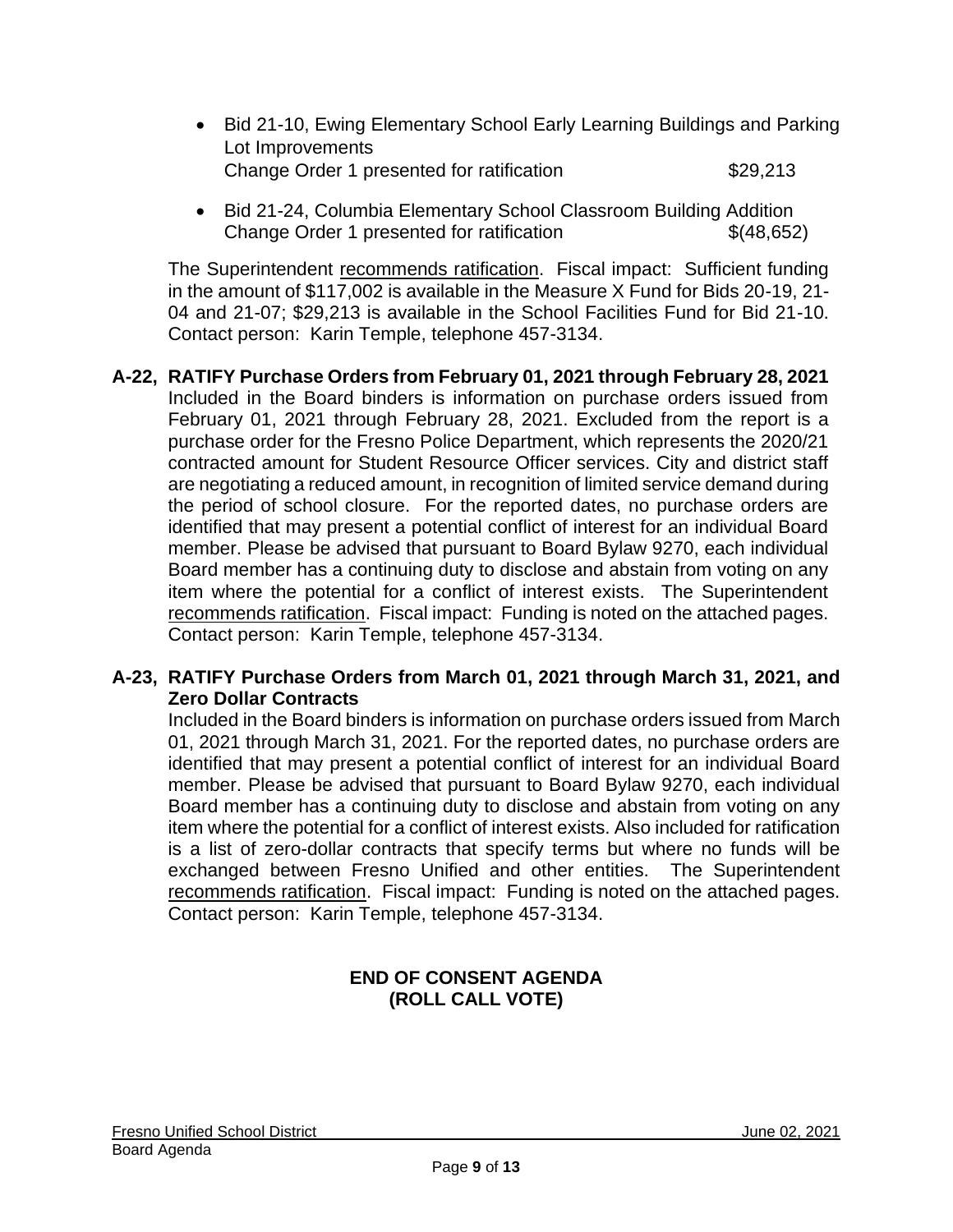- Bid 21-10, Ewing Elementary School Early Learning Buildings and Parking Lot Improvements
  Change Order 1 presented for ratification $29,213

- Bid 21-24, Columbia Elementary School Classroom Building Addition
  Change Order 1 presented for ratification $(48,652)

The Superintendent recommends ratification. Fiscal impact: Sufficient funding in the amount of $117,002 is available in the Measure X Fund for Bids 20-19, 21-04 and 21-07; $29,213 is available in the School Facilities Fund for Bid 21-10. Contact person: Karin Temple, telephone 457-3134.

**A-22, RATIFY Purchase Orders from February 01, 2021 through February 28, 2021**
Included in the Board binders is information on purchase orders issued from February 01, 2021 through February 28, 2021. Excluded from the report is a purchase order for the Fresno Police Department, which represents the 2020/21 contracted amount for Student Resource Officer services. City and district staff are negotiating a reduced amount, in recognition of limited service demand during the period of school closure. For the reported dates, no purchase orders are identified that may present a potential conflict of interest for an individual Board member. Please be advised that pursuant to Board Bylaw 9270, each individual Board member has a continuing duty to disclose and abstain from voting on any item where the potential for a conflict of interest exists. The Superintendent recommends ratification. Fiscal impact: Funding is noted on the attached pages. Contact person: Karin Temple, telephone 457-3134.

**A-23, RATIFY Purchase Orders from March 01, 2021 through March 31, 2021, and Zero Dollar Contracts**
Included in the Board binders is information on purchase orders issued from March 01, 2021 through March 31, 2021. For the reported dates, no purchase orders are identified that may present a potential conflict of interest for an individual Board member. Please be advised that pursuant to Board Bylaw 9270, each individual Board member has a continuing duty to disclose and abstain from voting on any item where the potential for a conflict of interest exists. Also included for ratification is a list of zero-dollar contracts that specify terms but where no funds will be exchanged between Fresno Unified and other entities. The Superintendent recommends ratification. Fiscal impact: Funding is noted on the attached pages. Contact person: Karin Temple, telephone 457-3134.

**END OF CONSENT AGENDA**
**(ROLL CALL VOTE)**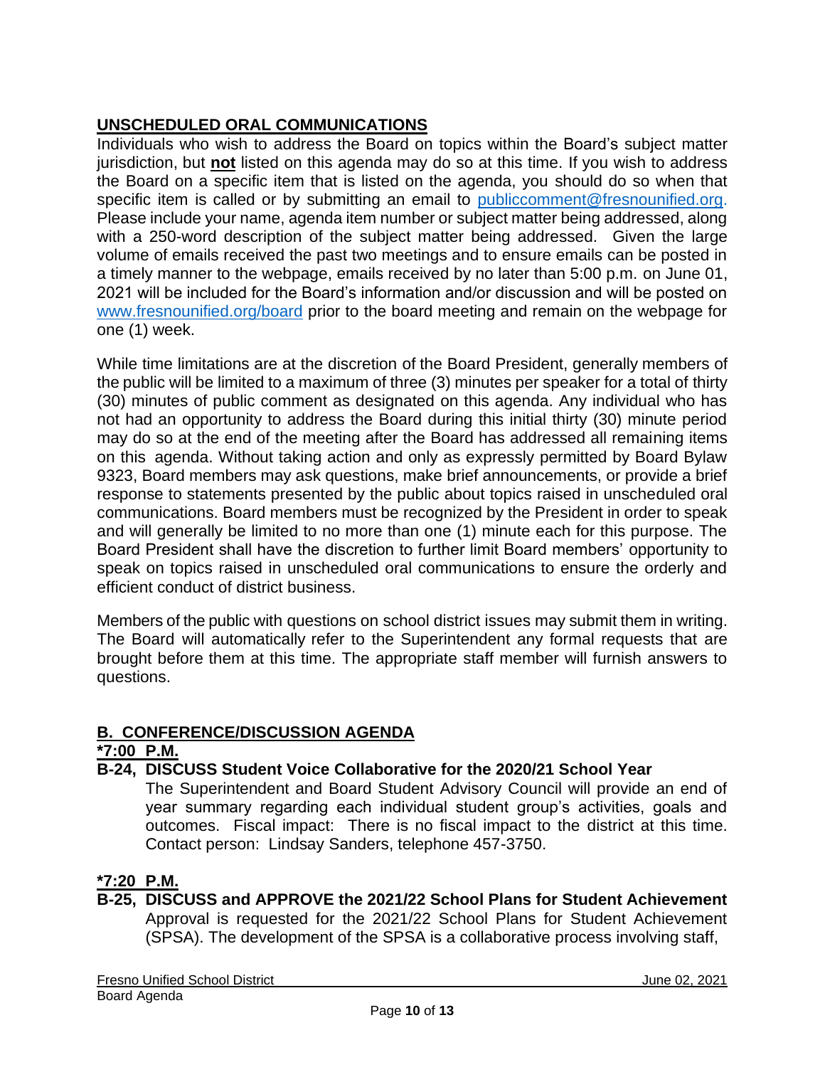## UNSCHEDULED ORAL COMMUNICATIONS

Individuals who wish to address the Board on topics within the Board's subject matter jurisdiction, but **not** listed on this agenda may do so at this time. If you wish to address the Board on a specific item that is listed on the agenda, you should do so when that specific item is called or by submitting an email to publiccomment@fresnounified.org. Please include your name, agenda item number or subject matter being addressed, along with a 250-word description of the subject matter being addressed. Given the large volume of emails received the past two meetings and to ensure emails can be posted in a timely manner to the webpage, emails received by no later than 5:00 p.m. on June 01, 2021 will be included for the Board's information and/or discussion and will be posted on www.fresnounified.org/board prior to the board meeting and remain on the webpage for one (1) week.

While time limitations are at the discretion of the Board President, generally members of the public will be limited to a maximum of three (3) minutes per speaker for a total of thirty (30) minutes of public comment as designated on this agenda. Any individual who has not had an opportunity to address the Board during this initial thirty (30) minute period may do so at the end of the meeting after the Board has addressed all remaining items on this agenda. Without taking action and only as expressly permitted by Board Bylaw 9323, Board members may ask questions, make brief announcements, or provide a brief response to statements presented by the public about topics raised in unscheduled oral communications. Board members must be recognized by the President in order to speak and will generally be limited to no more than one (1) minute each for this purpose. The Board President shall have the discretion to further limit Board members' opportunity to speak on topics raised in unscheduled oral communications to ensure the orderly and efficient conduct of district business.

Members of the public with questions on school district issues may submit them in writing. The Board will automatically refer to the Superintendent any formal requests that are brought before them at this time. The appropriate staff member will furnish answers to questions.

## B. CONFERENCE/DISCUSSION AGENDA

**\*7:00 P.M.**

**B-24, DISCUSS Student Voice Collaborative for the 2020/21 School Year**

The Superintendent and Board Student Advisory Council will provide an end of year summary regarding each individual student group's activities, goals and outcomes. Fiscal impact: There is no fiscal impact to the district at this time. Contact person: Lindsay Sanders, telephone 457-3750.

**\*7:20 P.M.**

**B-25, DISCUSS and APPROVE the 2021/22 School Plans for Student Achievement**

Approval is requested for the 2021/22 School Plans for Student Achievement (SPSA). The development of the SPSA is a collaborative process involving staff,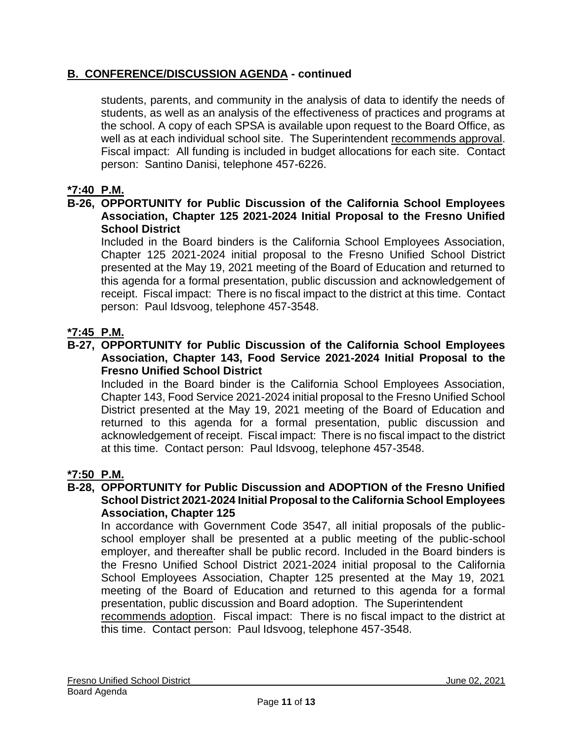## B. CONFERENCE/DISCUSSION AGENDA - continued

students, parents, and community in the analysis of data to identify the needs of students, as well as an analysis of the effectiveness of practices and programs at the school. A copy of each SPSA is available upon request to the Board Office, as well as at each individual school site. The Superintendent recommends approval. Fiscal impact: All funding is included in budget allocations for each site. Contact person: Santino Danisi, telephone 457-6226.

**\*7:40 P.M.**

**B-26, OPPORTUNITY for Public Discussion of the California School Employees Association, Chapter 125 2021-2024 Initial Proposal to the Fresno Unified School District**

Included in the Board binders is the California School Employees Association, Chapter 125 2021-2024 initial proposal to the Fresno Unified School District presented at the May 19, 2021 meeting of the Board of Education and returned to this agenda for a formal presentation, public discussion and acknowledgement of receipt. Fiscal impact: There is no fiscal impact to the district at this time. Contact person: Paul Idsvoog, telephone 457-3548.

**\*7:45 P.M.**

**B-27, OPPORTUNITY for Public Discussion of the California School Employees Association, Chapter 143, Food Service 2021-2024 Initial Proposal to the Fresno Unified School District**

Included in the Board binder is the California School Employees Association, Chapter 143, Food Service 2021-2024 initial proposal to the Fresno Unified School District presented at the May 19, 2021 meeting of the Board of Education and returned to this agenda for a formal presentation, public discussion and acknowledgement of receipt. Fiscal impact: There is no fiscal impact to the district at this time. Contact person: Paul Idsvoog, telephone 457-3548.

**\*7:50 P.M.**

**B-28, OPPORTUNITY for Public Discussion and ADOPTION of the Fresno Unified School District 2021-2024 Initial Proposal to the California School Employees Association, Chapter 125**

In accordance with Government Code 3547, all initial proposals of the public-school employer shall be presented at a public meeting of the public-school employer, and thereafter shall be public record. Included in the Board binders is the Fresno Unified School District 2021-2024 initial proposal to the California School Employees Association, Chapter 125 presented at the May 19, 2021 meeting of the Board of Education and returned to this agenda for a formal presentation, public discussion and Board adoption. The Superintendent recommends adoption. Fiscal impact: There is no fiscal impact to the district at this time. Contact person: Paul Idsvoog, telephone 457-3548.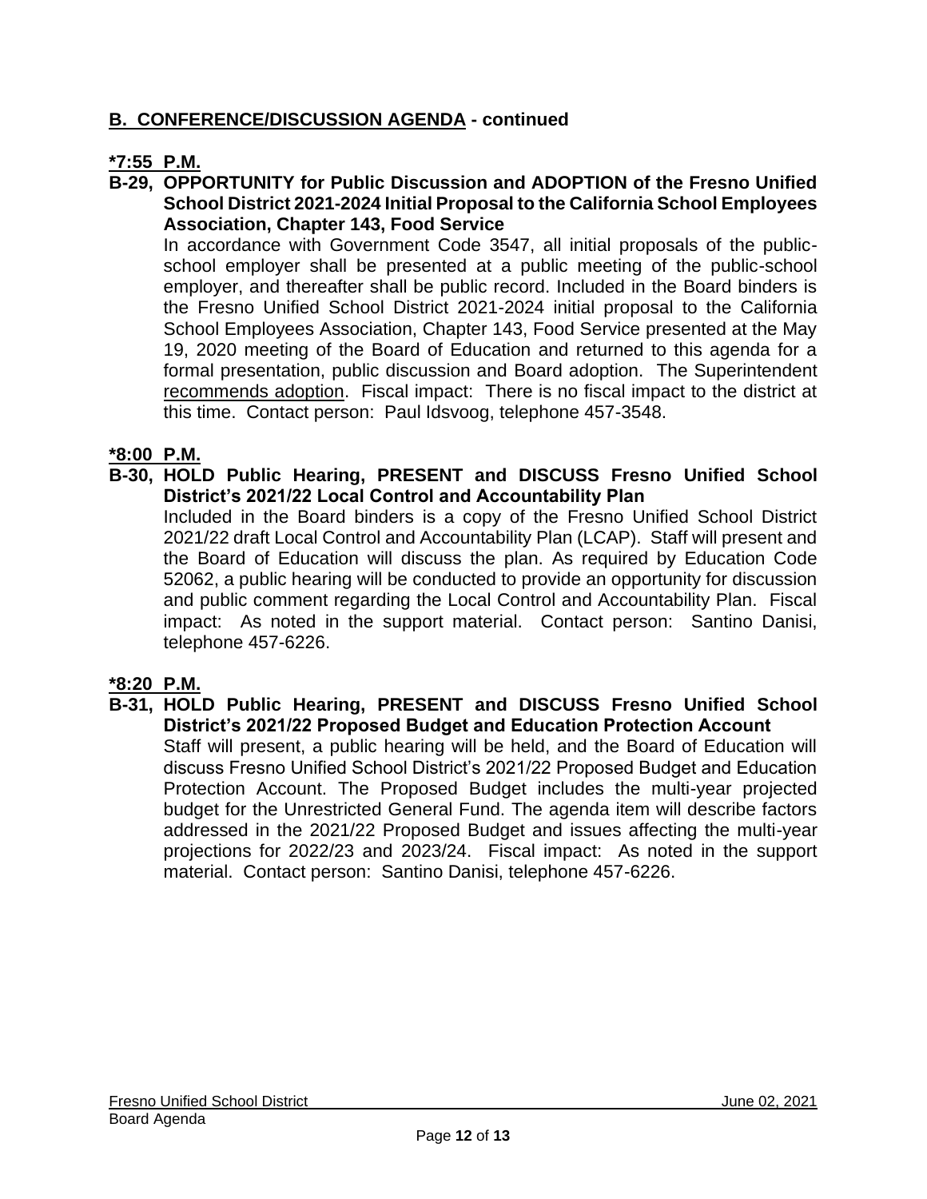## B. CONFERENCE/DISCUSSION AGENDA - continued

**\*7:55 P.M.**

**B-29, OPPORTUNITY for Public Discussion and ADOPTION of the Fresno Unified School District 2021-2024 Initial Proposal to the California School Employees Association, Chapter 143, Food Service**

In accordance with Government Code 3547, all initial proposals of the public-school employer shall be presented at a public meeting of the public-school employer, and thereafter shall be public record. Included in the Board binders is the Fresno Unified School District 2021-2024 initial proposal to the California School Employees Association, Chapter 143, Food Service presented at the May 19, 2020 meeting of the Board of Education and returned to this agenda for a formal presentation, public discussion and Board adoption. The Superintendent recommends adoption. Fiscal impact: There is no fiscal impact to the district at this time. Contact person: Paul Idsvoog, telephone 457-3548.

**\*8:00 P.M.**

**B-30, HOLD Public Hearing, PRESENT and DISCUSS Fresno Unified School District's 2021/22 Local Control and Accountability Plan**

Included in the Board binders is a copy of the Fresno Unified School District 2021/22 draft Local Control and Accountability Plan (LCAP). Staff will present and the Board of Education will discuss the plan. As required by Education Code 52062, a public hearing will be conducted to provide an opportunity for discussion and public comment regarding the Local Control and Accountability Plan. Fiscal impact: As noted in the support material. Contact person: Santino Danisi, telephone 457-6226.

**\*8:20 P.M.**

**B-31, HOLD Public Hearing, PRESENT and DISCUSS Fresno Unified School District's 2021/22 Proposed Budget and Education Protection Account**

Staff will present, a public hearing will be held, and the Board of Education will discuss Fresno Unified School District's 2021/22 Proposed Budget and Education Protection Account. The Proposed Budget includes the multi-year projected budget for the Unrestricted General Fund. The agenda item will describe factors addressed in the 2021/22 Proposed Budget and issues affecting the multi-year projections for 2022/23 and 2023/24. Fiscal impact: As noted in the support material. Contact person: Santino Danisi, telephone 457-6226.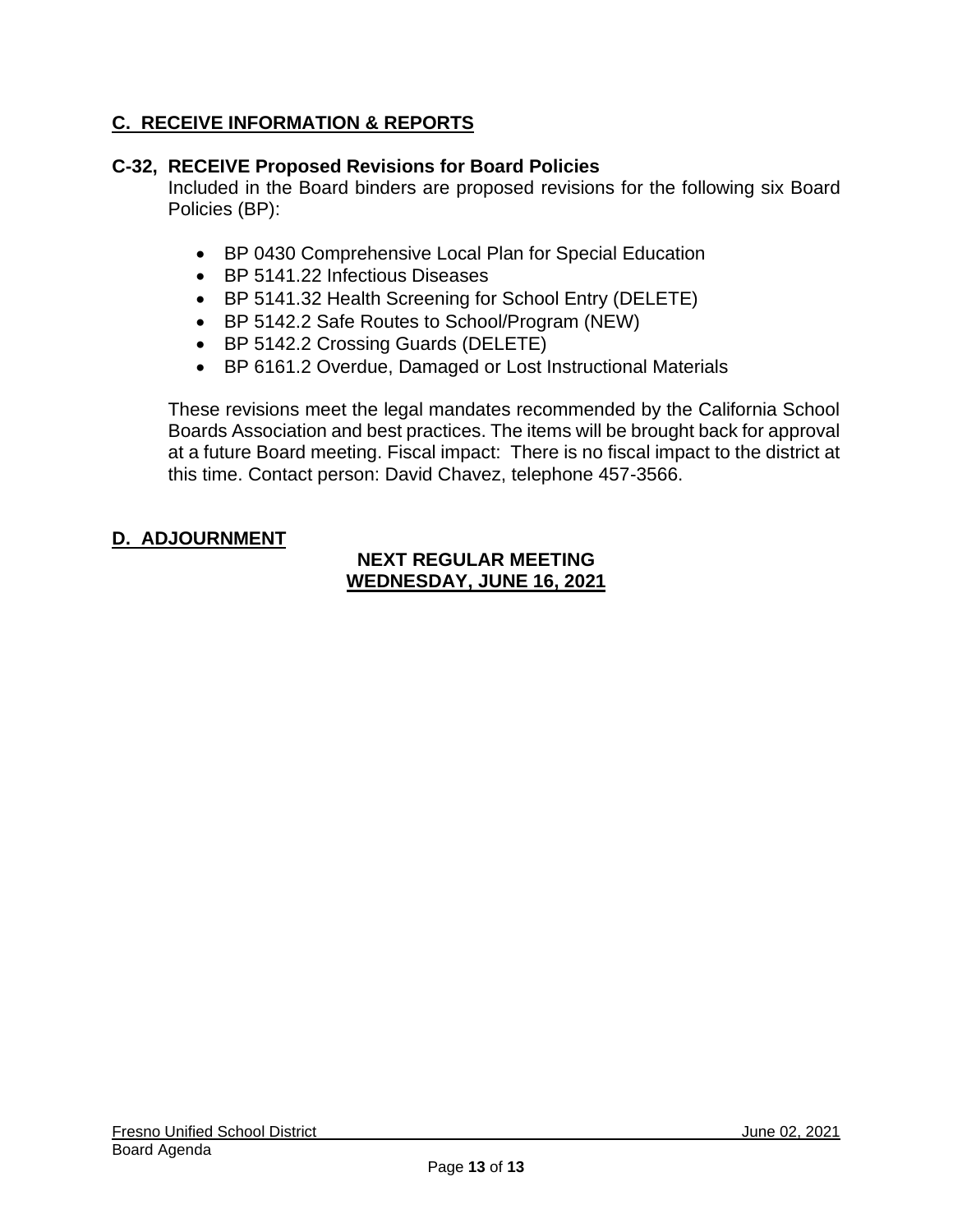## C. RECEIVE INFORMATION & REPORTS

### C-32, RECEIVE Proposed Revisions for Board Policies

Included in the Board binders are proposed revisions for the following six Board Policies (BP):

- BP 0430 Comprehensive Local Plan for Special Education
- BP 5141.22 Infectious Diseases
- BP 5141.32 Health Screening for School Entry (DELETE)
- BP 5142.2 Safe Routes to School/Program (NEW)
- BP 5142.2 Crossing Guards (DELETE)
- BP 6161.2 Overdue, Damaged or Lost Instructional Materials

These revisions meet the legal mandates recommended by the California School Boards Association and best practices. The items will be brought back for approval at a future Board meeting. Fiscal impact: There is no fiscal impact to the district at this time. Contact person: David Chavez, telephone 457-3566.

## D. ADJOURNMENT

**NEXT REGULAR MEETING**
**WEDNESDAY, JUNE 16, 2021**